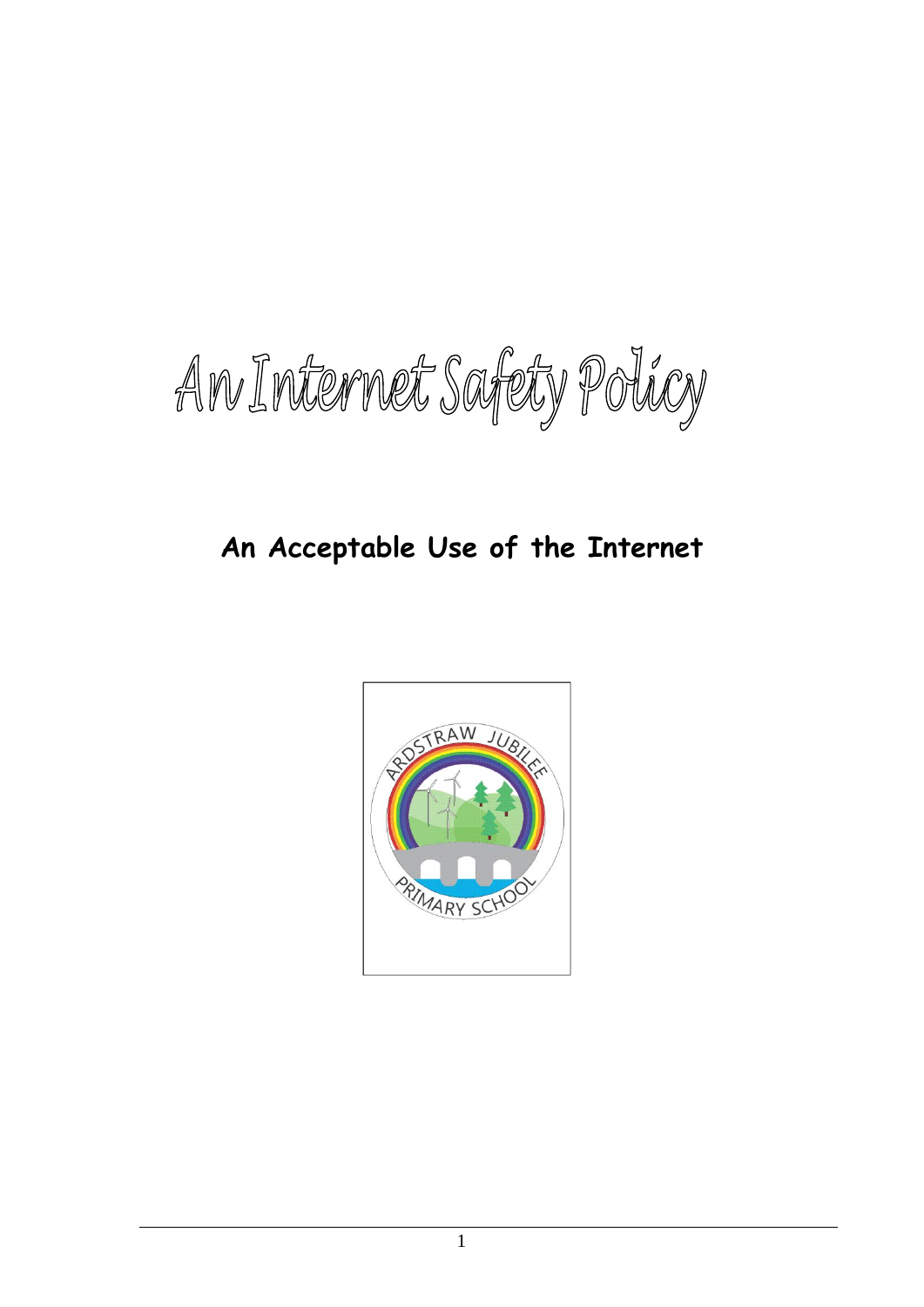# An Internet Safety Policy

## An Acceptable Use of the Internet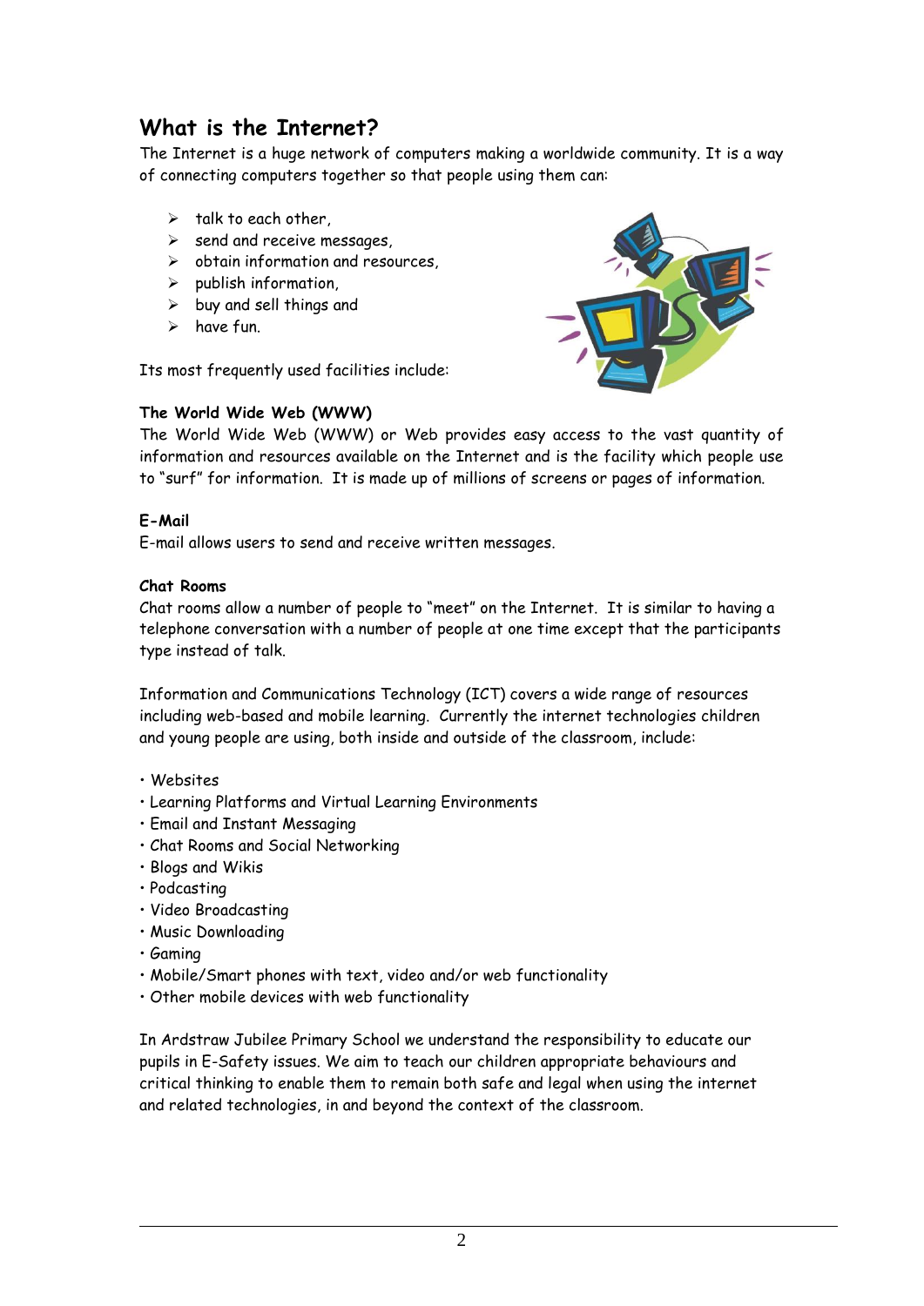## What is the Internet?

The Internet is a huge network of computers making a worldwide community. It is a way of connecting computers together so that people using them can:

- talk to each other,
- send and receive messages,
- obtain information and resources,
- publish information,
- buy and sell things and
- have fun.

Its most frequently used facilities include:

**The World Wide Web (WWW)**

The World Wide Web (WWW) or Web provides easy access to the vast quantity of information and resources available on the Internet and is the facility which people use to "surf" for information. It is made up of millions of screens or pages of information.

**E-Mail**

E-mail allows users to send and receive written messages.

**Chat Rooms**

Chat rooms allow a number of people to "meet" on the Internet. It is similar to having a telephone conversation with a number of people at one time except that the participants type instead of talk.

Information and Communications Technology (ICT) covers a wide range of resources including web-based and mobile learning. Currently the internet technologies children and young people are using, both inside and outside of the classroom, include:

- Websites
- Learning Platforms and Virtual Learning Environments
- Email and Instant Messaging
- Chat Rooms and Social Networking
- Blogs and Wikis
- Podcasting
- Video Broadcasting
- Music Downloading
- Gaming
- Mobile/Smart phones with text, video and/or web functionality
- Other mobile devices with web functionality

In Ardstraw Jubilee Primary School we understand the responsibility to educate our pupils in E-Safety issues. We aim to teach our children appropriate behaviours and critical thinking to enable them to remain both safe and legal when using the internet and related technologies, in and beyond the context of the classroom.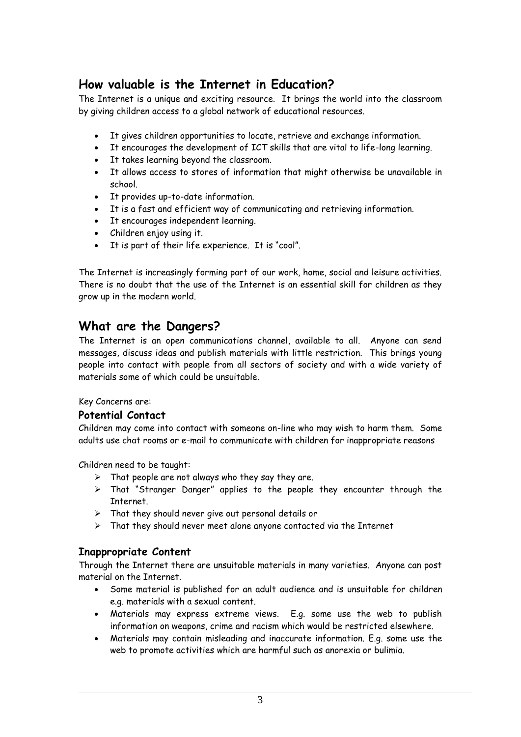## How valuable is the Internet in Education?

The Internet is a unique and exciting resource. It brings the world into the classroom by giving children access to a global network of educational resources.

- It gives children opportunities to locate, retrieve and exchange information.
- It encourages the development of ICT skills that are vital to life-long learning.
- It takes learning beyond the classroom.
- It allows access to stores of information that might otherwise be unavailable in school.
- It provides up-to-date information.
- It is a fast and efficient way of communicating and retrieving information.
- It encourages independent learning.
- Children enjoy using it.
- It is part of their life experience. It is "cool".

The Internet is increasingly forming part of our work, home, social and leisure activities. There is no doubt that the use of the Internet is an essential skill for children as they grow up in the modern world.

## What are the Dangers?

The Internet is an open communications channel, available to all. Anyone can send messages, discuss ideas and publish materials with little restriction. This brings young people into contact with people from all sectors of society and with a wide variety of materials some of which could be unsuitable.

Key Concerns are:

### Potential Contact

Children may come into contact with someone on-line who may wish to harm them. Some adults use chat rooms or e-mail to communicate with children for inappropriate reasons

Children need to be taught:

- That people are not always who they say they are.
- That "Stranger Danger" applies to the people they encounter through the Internet.
- That they should never give out personal details or
- That they should never meet alone anyone contacted via the Internet

### Inappropriate Content

Through the Internet there are unsuitable materials in many varieties. Anyone can post material on the Internet.

- Some material is published for an adult audience and is unsuitable for children e.g. materials with a sexual content.
- Materials may express extreme views. E.g. some use the web to publish information on weapons, crime and racism which would be restricted elsewhere.
- Materials may contain misleading and inaccurate information. E.g. some use the web to promote activities which are harmful such as anorexia or bulimia.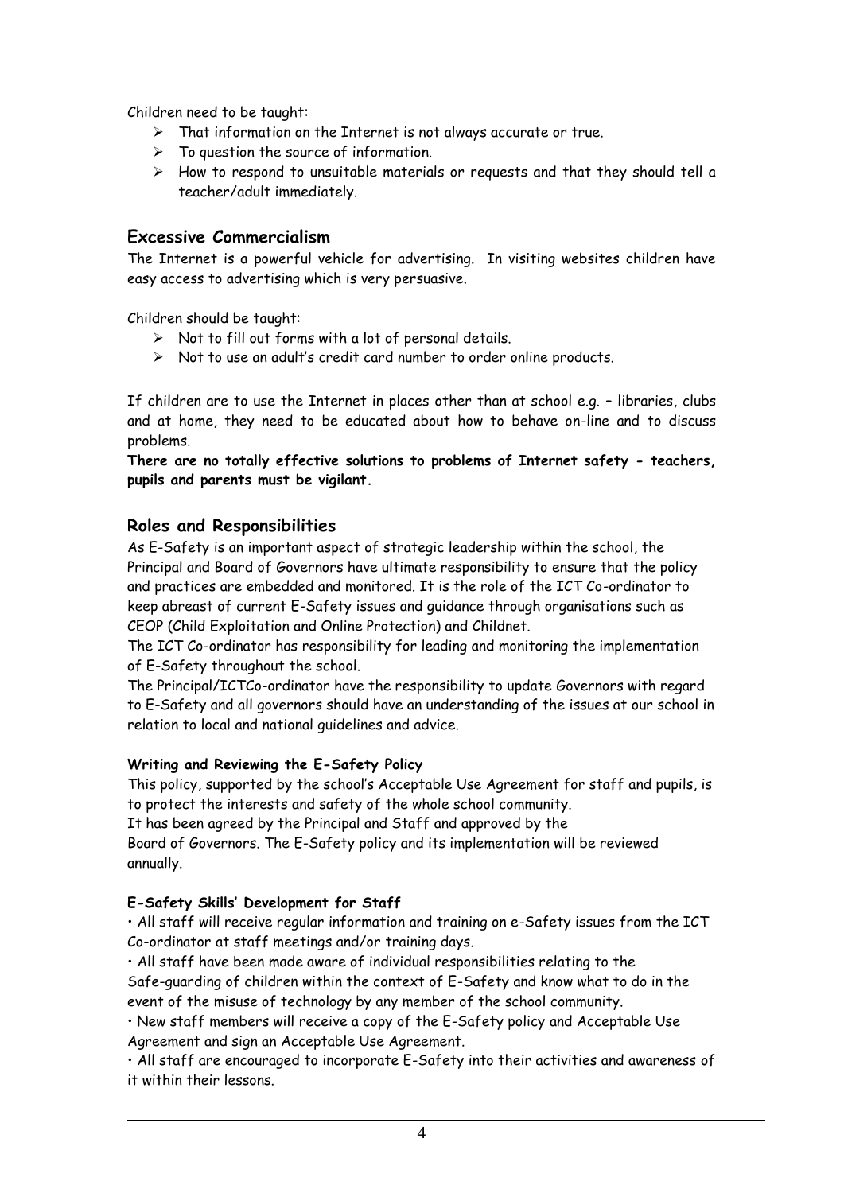Children need to be taught:

- That information on the Internet is not always accurate or true.
- To question the source of information.
- How to respond to unsuitable materials or requests and that they should tell a teacher/adult immediately.

## Excessive Commercialism

The Internet is a powerful vehicle for advertising. In visiting websites children have easy access to advertising which is very persuasive.

Children should be taught:

- Not to fill out forms with a lot of personal details.
- Not to use an adult's credit card number to order online products.

If children are to use the Internet in places other than at school e.g. – libraries, clubs and at home, they need to be educated about how to behave on-line and to discuss problems.

**There are no totally effective solutions to problems of Internet safety - teachers, pupils and parents must be vigilant.**

## Roles and Responsibilities

As E-Safety is an important aspect of strategic leadership within the school, the Principal and Board of Governors have ultimate responsibility to ensure that the policy and practices are embedded and monitored. It is the role of the ICT Co-ordinator to keep abreast of current E-Safety issues and guidance through organisations such as CEOP (Child Exploitation and Online Protection) and Childnet.

The ICT Co-ordinator has responsibility for leading and monitoring the implementation of E-Safety throughout the school.

The Principal/ICTCo-ordinator have the responsibility to update Governors with regard to E-Safety and all governors should have an understanding of the issues at our school in relation to local and national guidelines and advice.

### Writing and Reviewing the E-Safety Policy

This policy, supported by the school's Acceptable Use Agreement for staff and pupils, is to protect the interests and safety of the whole school community.

It has been agreed by the Principal and Staff and approved by the Board of Governors. The E-Safety policy and its implementation will be reviewed annually.

### E-Safety Skills' Development for Staff

- All staff will receive regular information and training on e-Safety issues from the ICT Co-ordinator at staff meetings and/or training days.
- All staff have been made aware of individual responsibilities relating to the Safe-guarding of children within the context of E-Safety and know what to do in the event of the misuse of technology by any member of the school community.
- New staff members will receive a copy of the E-Safety policy and Acceptable Use Agreement and sign an Acceptable Use Agreement.
- All staff are encouraged to incorporate E-Safety into their activities and awareness of it within their lessons.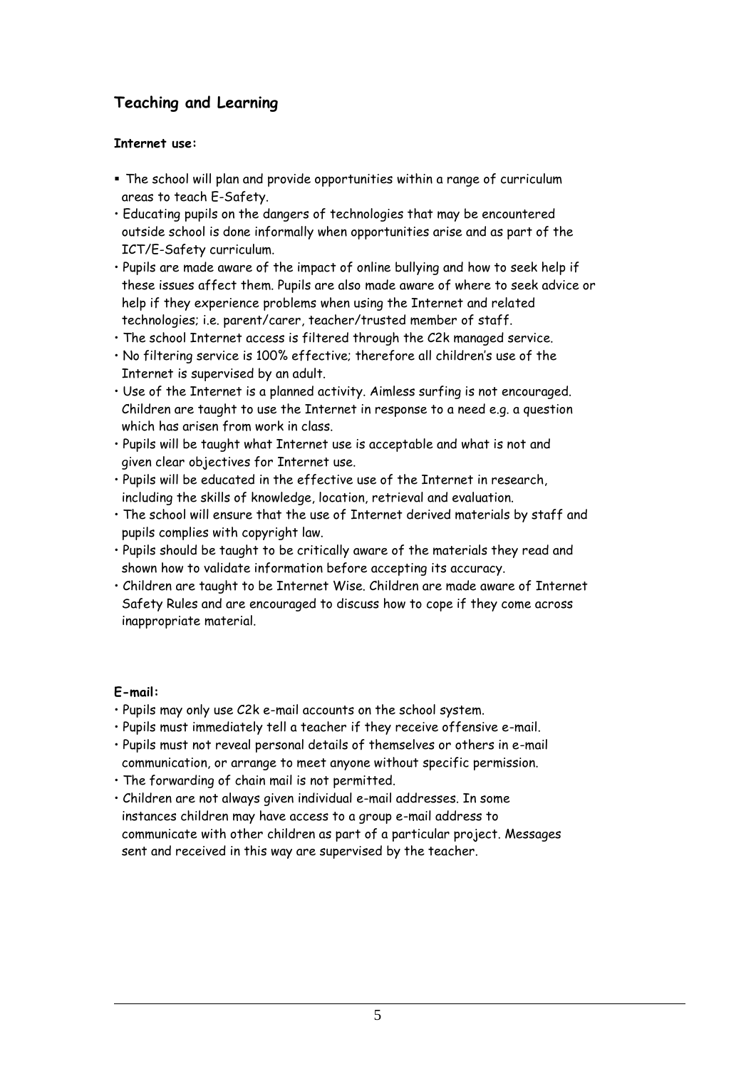## Teaching and Learning

**Internet use:**

- The school will plan and provide opportunities within a range of curriculum areas to teach E-Safety.
- Educating pupils on the dangers of technologies that may be encountered outside school is done informally when opportunities arise and as part of the ICT/E-Safety curriculum.
- Pupils are made aware of the impact of online bullying and how to seek help if these issues affect them. Pupils are also made aware of where to seek advice or help if they experience problems when using the Internet and related technologies; i.e. parent/carer, teacher/trusted member of staff.
- The school Internet access is filtered through the C2k managed service.
- No filtering service is 100% effective; therefore all children's use of the Internet is supervised by an adult.
- Use of the Internet is a planned activity. Aimless surfing is not encouraged. Children are taught to use the Internet in response to a need e.g. a question which has arisen from work in class.
- Pupils will be taught what Internet use is acceptable and what is not and given clear objectives for Internet use.
- Pupils will be educated in the effective use of the Internet in research, including the skills of knowledge, location, retrieval and evaluation.
- The school will ensure that the use of Internet derived materials by staff and pupils complies with copyright law.
- Pupils should be taught to be critically aware of the materials they read and shown how to validate information before accepting its accuracy.
- Children are taught to be Internet Wise. Children are made aware of Internet Safety Rules and are encouraged to discuss how to cope if they come across inappropriate material.

**E-mail:**

- Pupils may only use C2k e-mail accounts on the school system.
- Pupils must immediately tell a teacher if they receive offensive e-mail.
- Pupils must not reveal personal details of themselves or others in e-mail communication, or arrange to meet anyone without specific permission.
- The forwarding of chain mail is not permitted.
- Children are not always given individual e-mail addresses. In some instances children may have access to a group e-mail address to communicate with other children as part of a particular project. Messages sent and received in this way are supervised by the teacher.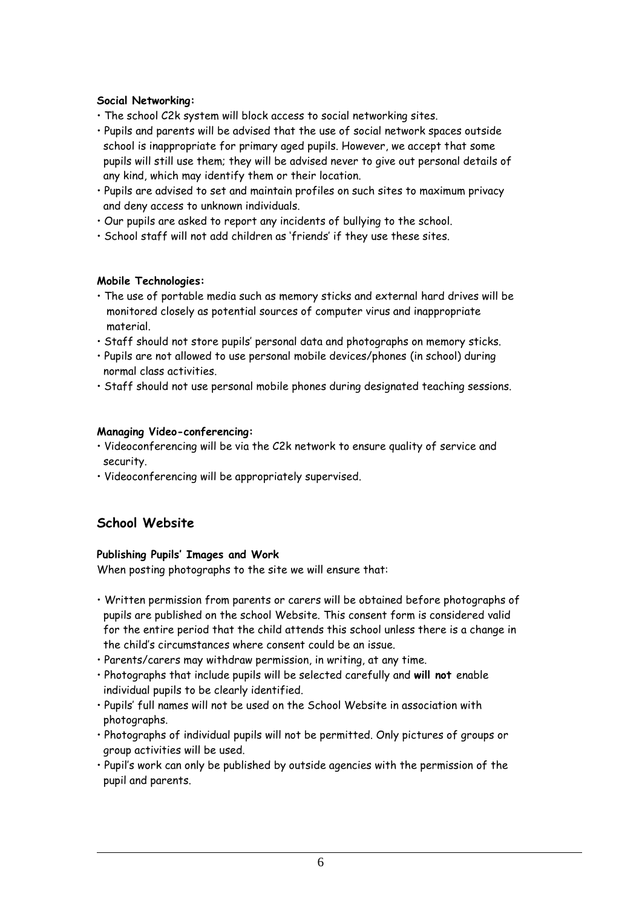**Social Networking:**

- The school C2k system will block access to social networking sites.
- Pupils and parents will be advised that the use of social network spaces outside school is inappropriate for primary aged pupils. However, we accept that some pupils will still use them; they will be advised never to give out personal details of any kind, which may identify them or their location.
- Pupils are advised to set and maintain profiles on such sites to maximum privacy and deny access to unknown individuals.
- Our pupils are asked to report any incidents of bullying to the school.
- School staff will not add children as 'friends' if they use these sites.

**Mobile Technologies:**

- The use of portable media such as memory sticks and external hard drives will be monitored closely as potential sources of computer virus and inappropriate material.
- Staff should not store pupils' personal data and photographs on memory sticks.
- Pupils are not allowed to use personal mobile devices/phones (in school) during normal class activities.
- Staff should not use personal mobile phones during designated teaching sessions.

**Managing Video-conferencing:**

- Videoconferencing will be via the C2k network to ensure quality of service and security.
- Videoconferencing will be appropriately supervised.

## School Website

**Publishing Pupils' Images and Work**

When posting photographs to the site we will ensure that:

- Written permission from parents or carers will be obtained before photographs of pupils are published on the school Website. This consent form is considered valid for the entire period that the child attends this school unless there is a change in the child's circumstances where consent could be an issue.
- Parents/carers may withdraw permission, in writing, at any time.
- Photographs that include pupils will be selected carefully and **will not** enable individual pupils to be clearly identified.
- Pupils' full names will not be used on the School Website in association with photographs.
- Photographs of individual pupils will not be permitted. Only pictures of groups or group activities will be used.
- Pupil's work can only be published by outside agencies with the permission of the pupil and parents.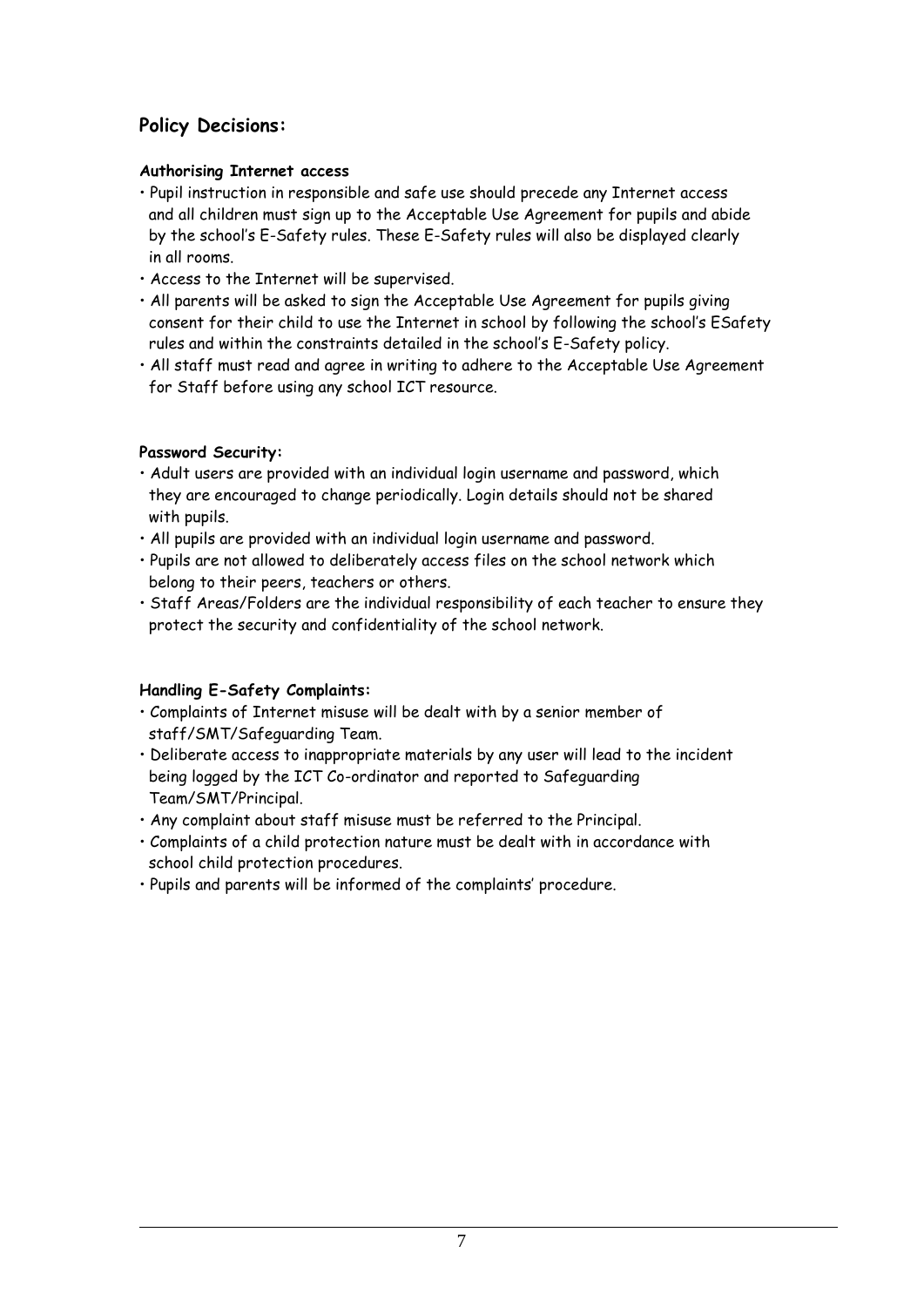## Policy Decisions:

**Authorising Internet access**

- Pupil instruction in responsible and safe use should precede any Internet access and all children must sign up to the Acceptable Use Agreement for pupils and abide by the school's E-Safety rules. These E-Safety rules will also be displayed clearly in all rooms.
- Access to the Internet will be supervised.
- All parents will be asked to sign the Acceptable Use Agreement for pupils giving consent for their child to use the Internet in school by following the school's ESafety rules and within the constraints detailed in the school's E-Safety policy.
- All staff must read and agree in writing to adhere to the Acceptable Use Agreement for Staff before using any school ICT resource.

**Password Security:**

- Adult users are provided with an individual login username and password, which they are encouraged to change periodically. Login details should not be shared with pupils.
- All pupils are provided with an individual login username and password.
- Pupils are not allowed to deliberately access files on the school network which belong to their peers, teachers or others.
- Staff Areas/Folders are the individual responsibility of each teacher to ensure they protect the security and confidentiality of the school network.

**Handling E-Safety Complaints:**

- Complaints of Internet misuse will be dealt with by a senior member of staff/SMT/Safeguarding Team.
- Deliberate access to inappropriate materials by any user will lead to the incident being logged by the ICT Co-ordinator and reported to Safeguarding Team/SMT/Principal.
- Any complaint about staff misuse must be referred to the Principal.
- Complaints of a child protection nature must be dealt with in accordance with school child protection procedures.
- Pupils and parents will be informed of the complaints' procedure.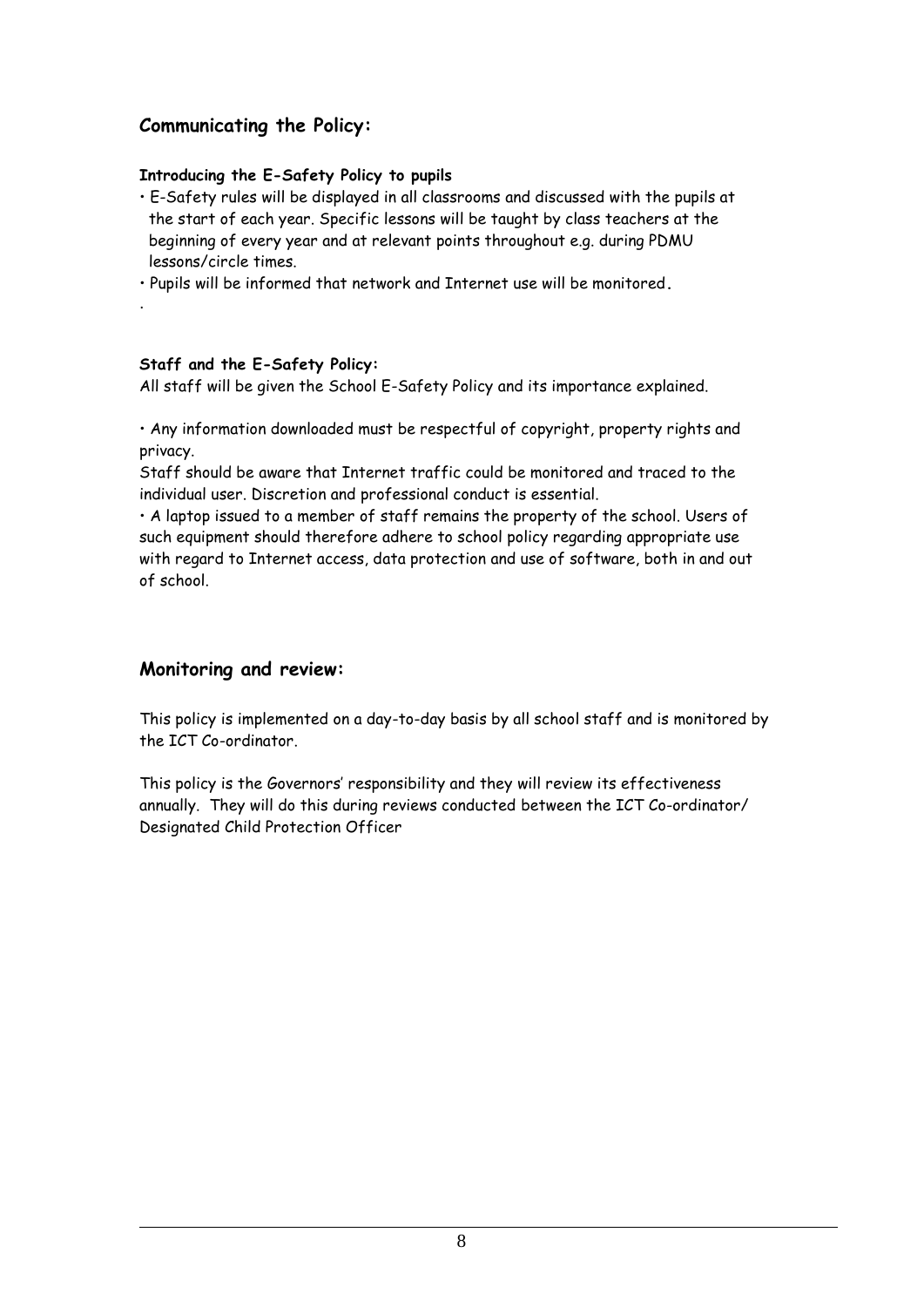## Communicating the Policy:

**Introducing the E-Safety Policy to pupils**

- E-Safety rules will be displayed in all classrooms and discussed with the pupils at the start of each year. Specific lessons will be taught by class teachers at the beginning of every year and at relevant points throughout e.g. during PDMU lessons/circle times.
- Pupils will be informed that network and Internet use will be monitored.

.

**Staff and the E-Safety Policy:**

All staff will be given the School E-Safety Policy and its importance explained.

- Any information downloaded must be respectful of copyright, property rights and privacy.

Staff should be aware that Internet traffic could be monitored and traced to the individual user. Discretion and professional conduct is essential.

- A laptop issued to a member of staff remains the property of the school. Users of such equipment should therefore adhere to school policy regarding appropriate use with regard to Internet access, data protection and use of software, both in and out of school.

## Monitoring and review:

This policy is implemented on a day-to-day basis by all school staff and is monitored by the ICT Co-ordinator.

This policy is the Governors' responsibility and they will review its effectiveness annually. They will do this during reviews conducted between the ICT Co-ordinator/ Designated Child Protection Officer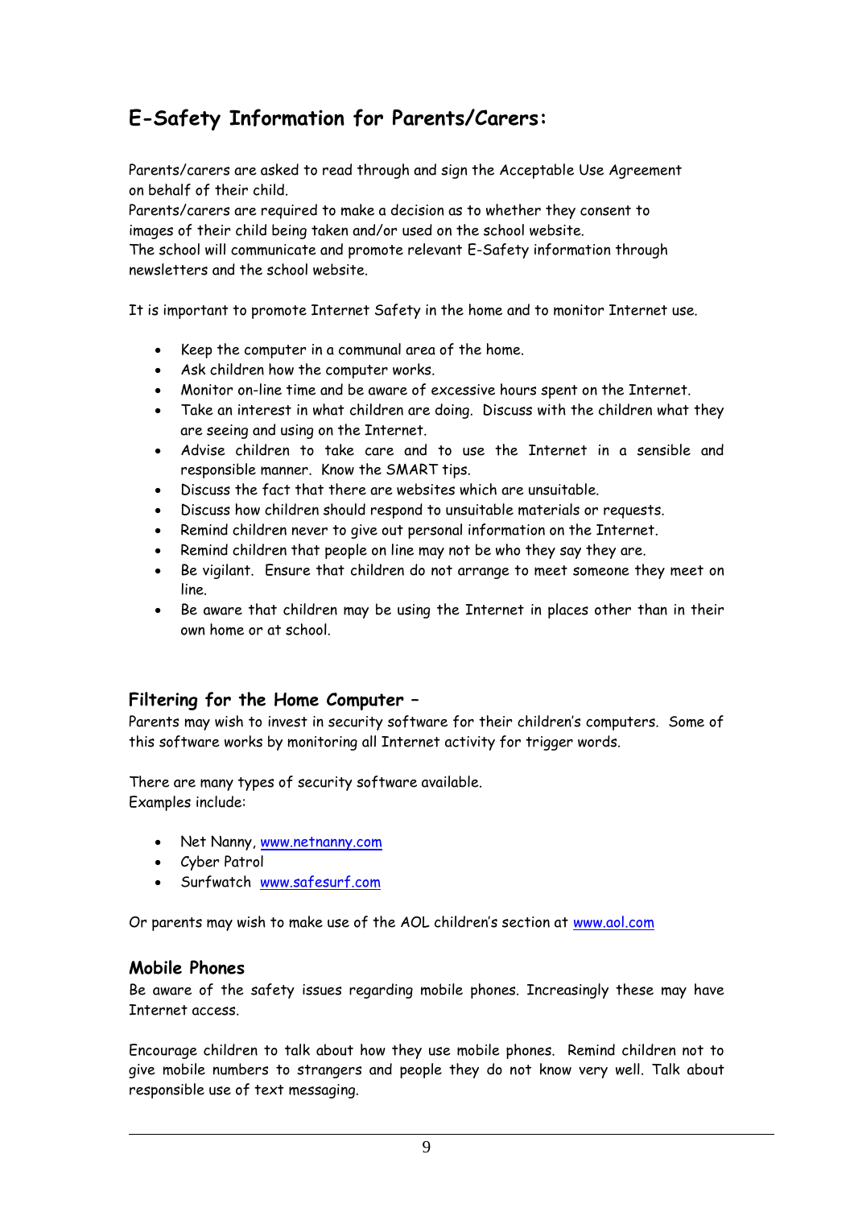## E-Safety Information for Parents/Carers:

Parents/carers are asked to read through and sign the Acceptable Use Agreement on behalf of their child.
Parents/carers are required to make a decision as to whether they consent to images of their child being taken and/or used on the school website.
The school will communicate and promote relevant E-Safety information through newsletters and the school website.

It is important to promote Internet Safety in the home and to monitor Internet use.

- Keep the computer in a communal area of the home.
- Ask children how the computer works.
- Monitor on-line time and be aware of excessive hours spent on the Internet.
- Take an interest in what children are doing. Discuss with the children what they are seeing and using on the Internet.
- Advise children to take care and to use the Internet in a sensible and responsible manner. Know the SMART tips.
- Discuss the fact that there are websites which are unsuitable.
- Discuss how children should respond to unsuitable materials or requests.
- Remind children never to give out personal information on the Internet.
- Remind children that people on line may not be who they say they are.
- Be vigilant. Ensure that children do not arrange to meet someone they meet on line.
- Be aware that children may be using the Internet in places other than in their own home or at school.

### Filtering for the Home Computer –

Parents may wish to invest in security software for their children's computers. Some of this software works by monitoring all Internet activity for trigger words.

There are many types of security software available.
Examples include:

- Net Nanny, www.netnanny.com
- Cyber Patrol
- Surfwatch www.safesurf.com

Or parents may wish to make use of the AOL children's section at www.aol.com

### Mobile Phones

Be aware of the safety issues regarding mobile phones. Increasingly these may have Internet access.

Encourage children to talk about how they use mobile phones. Remind children not to give mobile numbers to strangers and people they do not know very well. Talk about responsible use of text messaging.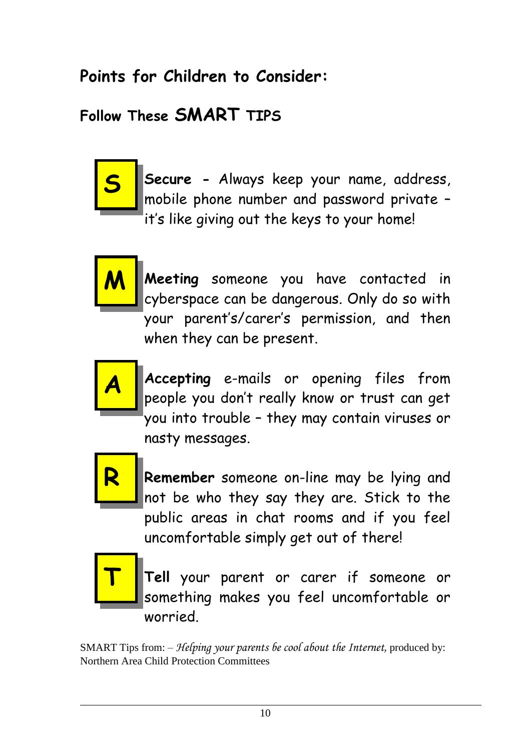## Points for Children to Consider:

### Follow These SMART TIPS

**S** — **Secure** - Always keep your name, address, mobile phone number and password private – it's like giving out the keys to your home!

**M** — **Meeting** someone you have contacted in cyberspace can be dangerous. Only do so with your parent's/carer's permission, and then when they can be present.

**A** — **Accepting** e-mails or opening files from people you don't really know or trust can get you into trouble – they may contain viruses or nasty messages.

**R** — **Remember** someone on-line may be lying and not be who they say they are. Stick to the public areas in chat rooms and if you feel uncomfortable simply get out of there!

**T** — **Tell** your parent or carer if someone or something makes you feel uncomfortable or worried.

SMART Tips from: – *Helping your parents be cool about the Internet,* produced by: Northern Area Child Protection Committees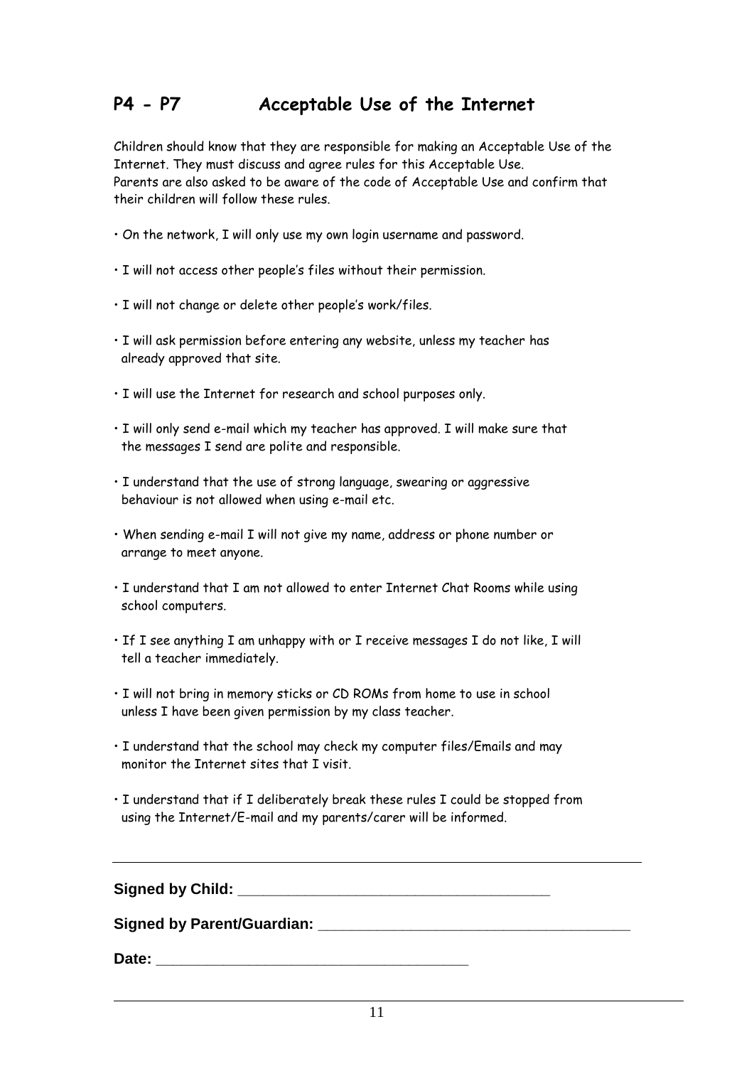## P4 - P7 Acceptable Use of the Internet

Children should know that they are responsible for making an Acceptable Use of the Internet. They must discuss and agree rules for this Acceptable Use.
Parents are also asked to be aware of the code of Acceptable Use and confirm that their children will follow these rules.

- On the network, I will only use my own login username and password.
- I will not access other people's files without their permission.
- I will not change or delete other people's work/files.
- I will ask permission before entering any website, unless my teacher has already approved that site.
- I will use the Internet for research and school purposes only.
- I will only send e-mail which my teacher has approved. I will make sure that the messages I send are polite and responsible.
- I understand that the use of strong language, swearing or aggressive behaviour is not allowed when using e-mail etc.
- When sending e-mail I will not give my name, address or phone number or arrange to meet anyone.
- I understand that I am not allowed to enter Internet Chat Rooms while using school computers.
- If I see anything I am unhappy with or I receive messages I do not like, I will tell a teacher immediately.
- I will not bring in memory sticks or CD ROMs from home to use in school unless I have been given permission by my class teacher.
- I understand that the school may check my computer files/Emails and may monitor the Internet sites that I visit.
- I understand that if I deliberately break these rules I could be stopped from using the Internet/E-mail and my parents/carer will be informed.

---

**Signed by Child:** ____________________________________

**Signed by Parent/Guardian:** ____________________________________

**Date:** ____________________________________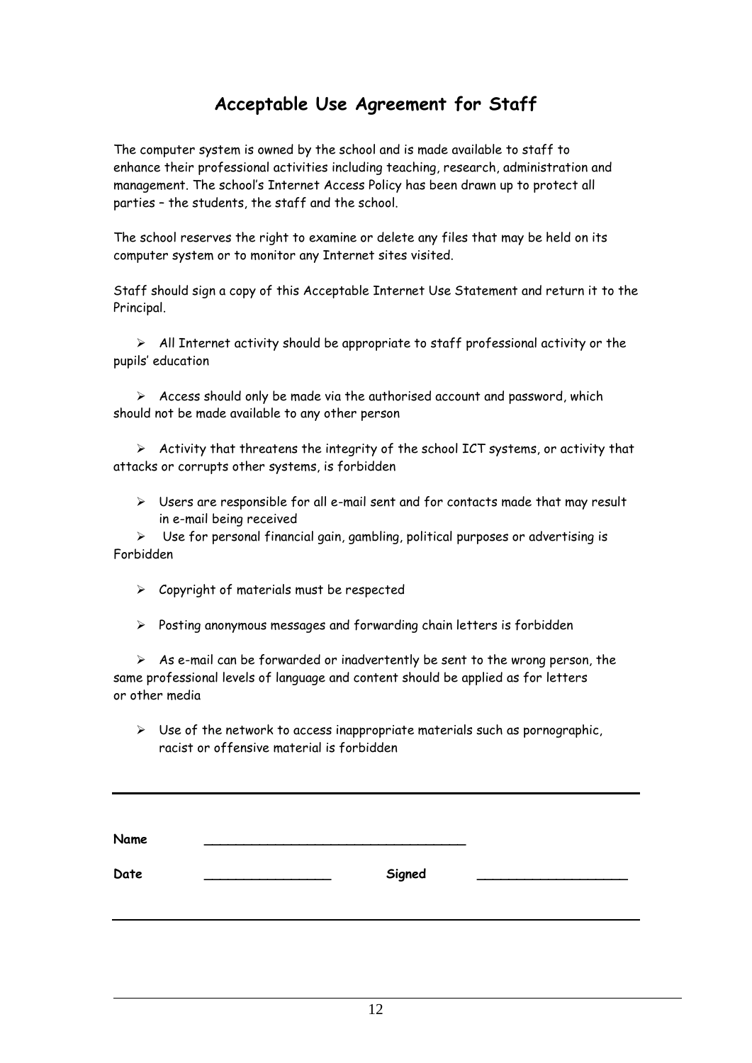# Acceptable Use Agreement for Staff

The computer system is owned by the school and is made available to staff to enhance their professional activities including teaching, research, administration and management. The school's Internet Access Policy has been drawn up to protect all parties – the students, the staff and the school.

The school reserves the right to examine or delete any files that may be held on its computer system or to monitor any Internet sites visited.

Staff should sign a copy of this Acceptable Internet Use Statement and return it to the Principal.

- All Internet activity should be appropriate to staff professional activity or the pupils' education
- Access should only be made via the authorised account and password, which should not be made available to any other person
- Activity that threatens the integrity of the school ICT systems, or activity that attacks or corrupts other systems, is forbidden
- Users are responsible for all e-mail sent and for contacts made that may result in e-mail being received
- Use for personal financial gain, gambling, political purposes or advertising is Forbidden
- Copyright of materials must be respected
- Posting anonymous messages and forwarding chain letters is forbidden
- As e-mail can be forwarded or inadvertently be sent to the wrong person, the same professional levels of language and content should be applied as for letters or other media
- Use of the network to access inappropriate materials such as pornographic, racist or offensive material is forbidden

---

**Name** ________________________________

**Date** ________________ **Signed** ___________________

---